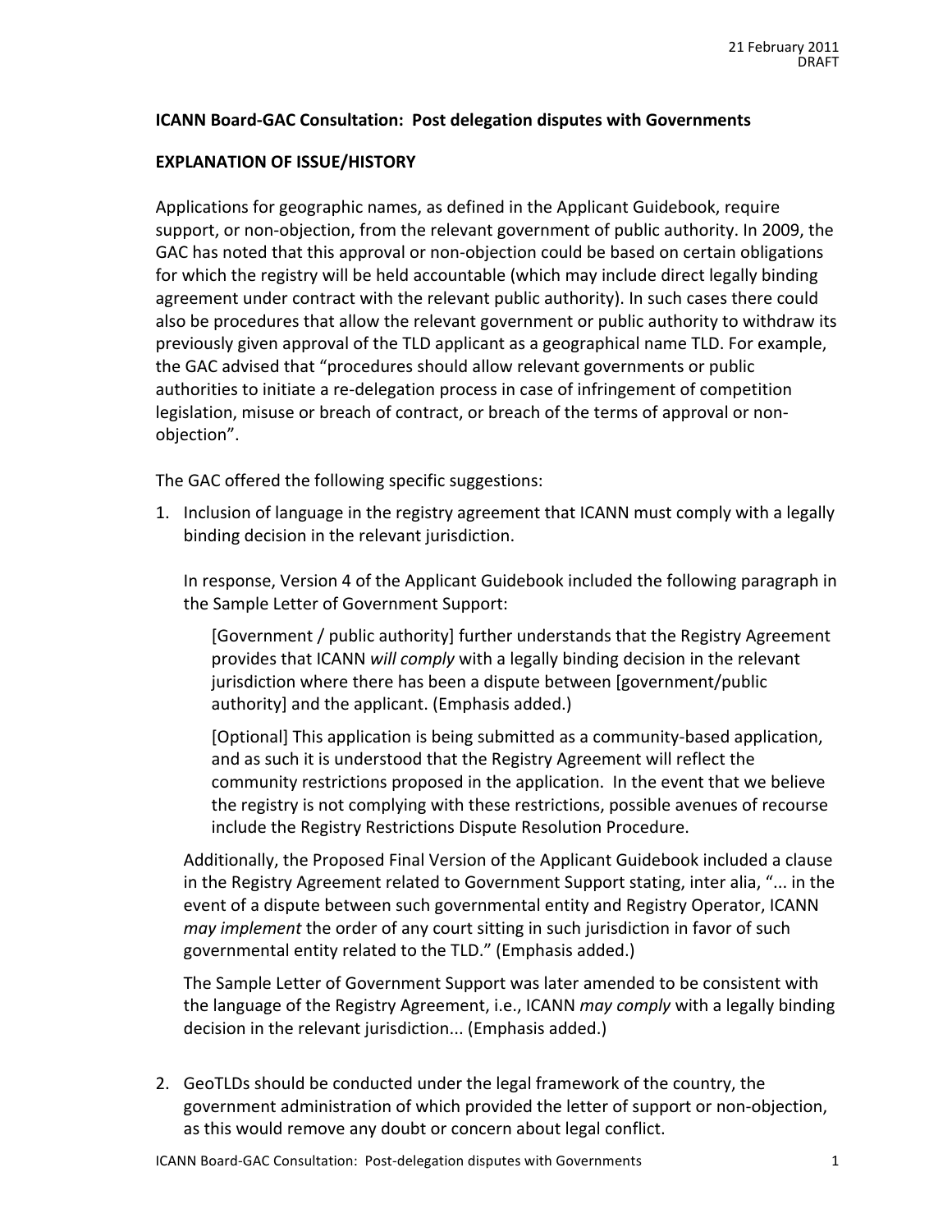21 February 2011
DRAFT

**ICANN Board-GAC Consultation: Post delegation disputes with Governments**

**EXPLANATION OF ISSUE/HISTORY**

Applications for geographic names, as defined in the Applicant Guidebook, require support, or non-objection, from the relevant government of public authority. In 2009, the GAC has noted that this approval or non-objection could be based on certain obligations for which the registry will be held accountable (which may include direct legally binding agreement under contract with the relevant public authority). In such cases there could also be procedures that allow the relevant government or public authority to withdraw its previously given approval of the TLD applicant as a geographical name TLD. For example, the GAC advised that "procedures should allow relevant governments or public authorities to initiate a re-delegation process in case of infringement of competition legislation, misuse or breach of contract, or breach of the terms of approval or non-objection".

The GAC offered the following specific suggestions:

1. Inclusion of language in the registry agreement that ICANN must comply with a legally binding decision in the relevant jurisdiction.

   In response, Version 4 of the Applicant Guidebook included the following paragraph in the Sample Letter of Government Support:

   > [Government / public authority] further understands that the Registry Agreement provides that ICANN *will comply* with a legally binding decision in the relevant jurisdiction where there has been a dispute between [government/public authority] and the applicant. (Emphasis added.)
   >
   > [Optional] This application is being submitted as a community-based application, and as such it is understood that the Registry Agreement will reflect the community restrictions proposed in the application. In the event that we believe the registry is not complying with these restrictions, possible avenues of recourse include the Registry Restrictions Dispute Resolution Procedure.

   Additionally, the Proposed Final Version of the Applicant Guidebook included a clause in the Registry Agreement related to Government Support stating, inter alia, "... in the event of a dispute between such governmental entity and Registry Operator, ICANN *may implement* the order of any court sitting in such jurisdiction in favor of such governmental entity related to the TLD." (Emphasis added.)

   The Sample Letter of Government Support was later amended to be consistent with the language of the Registry Agreement, i.e., ICANN *may comply* with a legally binding decision in the relevant jurisdiction... (Emphasis added.)

2. GeoTLDs should be conducted under the legal framework of the country, the government administration of which provided the letter of support or non-objection, as this would remove any doubt or concern about legal conflict.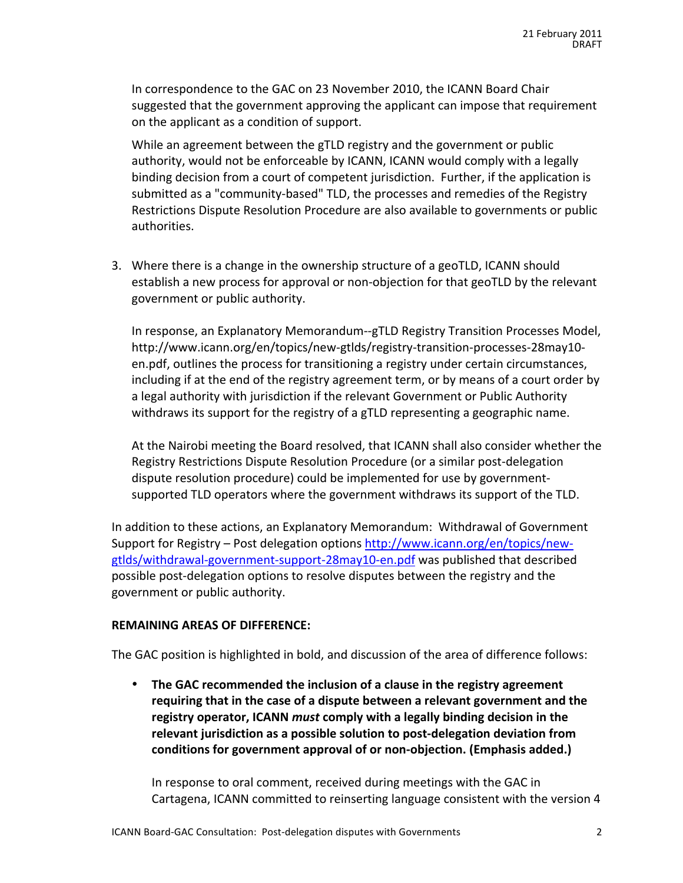In correspondence to the GAC on 23 November 2010, the ICANN Board Chair suggested that the government approving the applicant can impose that requirement on the applicant as a condition of support.

While an agreement between the gTLD registry and the government or public authority, would not be enforceable by ICANN, ICANN would comply with a legally binding decision from a court of competent jurisdiction. Further, if the application is submitted as a "community-based" TLD, the processes and remedies of the Registry Restrictions Dispute Resolution Procedure are also available to governments or public authorities.

3. Where there is a change in the ownership structure of a geoTLD, ICANN should establish a new process for approval or non-objection for that geoTLD by the relevant government or public authority.

   In response, an Explanatory Memorandum--gTLD Registry Transition Processes Model, http://www.icann.org/en/topics/new-gtlds/registry-transition-processes-28may10-en.pdf, outlines the process for transitioning a registry under certain circumstances, including if at the end of the registry agreement term, or by means of a court order by a legal authority with jurisdiction if the relevant Government or Public Authority withdraws its support for the registry of a gTLD representing a geographic name.

   At the Nairobi meeting the Board resolved, that ICANN shall also consider whether the Registry Restrictions Dispute Resolution Procedure (or a similar post-delegation dispute resolution procedure) could be implemented for use by government-supported TLD operators where the government withdraws its support of the TLD.

In addition to these actions, an Explanatory Memorandum: Withdrawal of Government Support for Registry – Post delegation options http://www.icann.org/en/topics/new-gtlds/withdrawal-government-support-28may10-en.pdf was published that described possible post-delegation options to resolve disputes between the registry and the government or public authority.

**REMAINING AREAS OF DIFFERENCE:**

The GAC position is highlighted in bold, and discussion of the area of difference follows:

- **The GAC recommended the inclusion of a clause in the registry agreement requiring that in the case of a dispute between a relevant government and the registry operator, ICANN *must* comply with a legally binding decision in the relevant jurisdiction as a possible solution to post-delegation deviation from conditions for government approval of or non-objection. (Emphasis added.)**

  In response to oral comment, received during meetings with the GAC in Cartagena, ICANN committed to reinserting language consistent with the version 4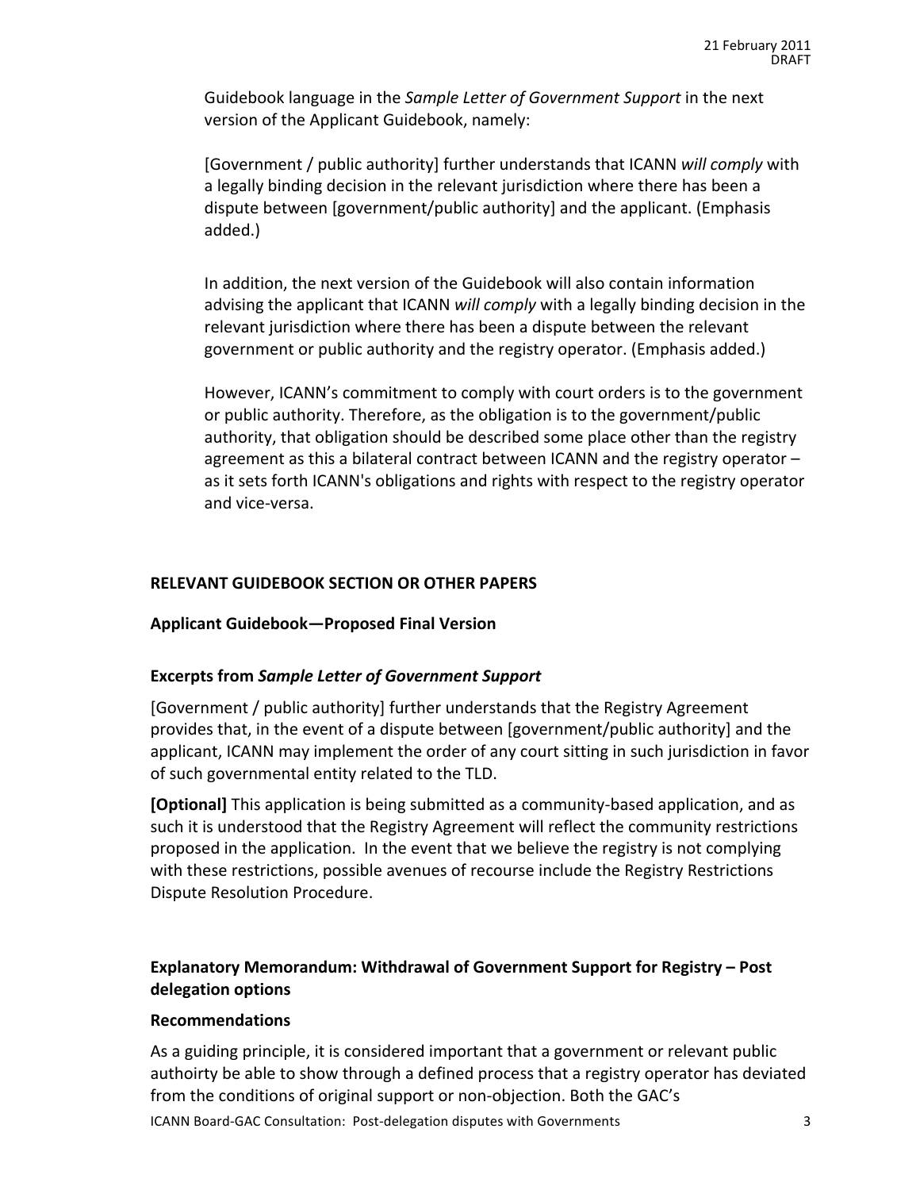Guidebook language in the *Sample Letter of Government Support* in the next version of the Applicant Guidebook, namely:

[Government / public authority] further understands that ICANN *will comply* with a legally binding decision in the relevant jurisdiction where there has been a dispute between [government/public authority] and the applicant. (Emphasis added.)

In addition, the next version of the Guidebook will also contain information advising the applicant that ICANN *will comply* with a legally binding decision in the relevant jurisdiction where there has been a dispute between the relevant government or public authority and the registry operator. (Emphasis added.)

However, ICANN's commitment to comply with court orders is to the government or public authority. Therefore, as the obligation is to the government/public authority, that obligation should be described some place other than the registry agreement as this a bilateral contract between ICANN and the registry operator – as it sets forth ICANN's obligations and rights with respect to the registry operator and vice-versa.

**RELEVANT GUIDEBOOK SECTION OR OTHER PAPERS**

**Applicant Guidebook—Proposed Final Version**

**Excerpts from *Sample Letter of Government Support***

[Government / public authority] further understands that the Registry Agreement provides that, in the event of a dispute between [government/public authority] and the applicant, ICANN may implement the order of any court sitting in such jurisdiction in favor of such governmental entity related to the TLD.

**[Optional]** This application is being submitted as a community-based application, and as such it is understood that the Registry Agreement will reflect the community restrictions proposed in the application. In the event that we believe the registry is not complying with these restrictions, possible avenues of recourse include the Registry Restrictions Dispute Resolution Procedure.

**Explanatory Memorandum: Withdrawal of Government Support for Registry – Post delegation options**

**Recommendations**

As a guiding principle, it is considered important that a government or relevant public authoirty be able to show through a defined process that a registry operator has deviated from the conditions of original support or non-objection. Both the GAC's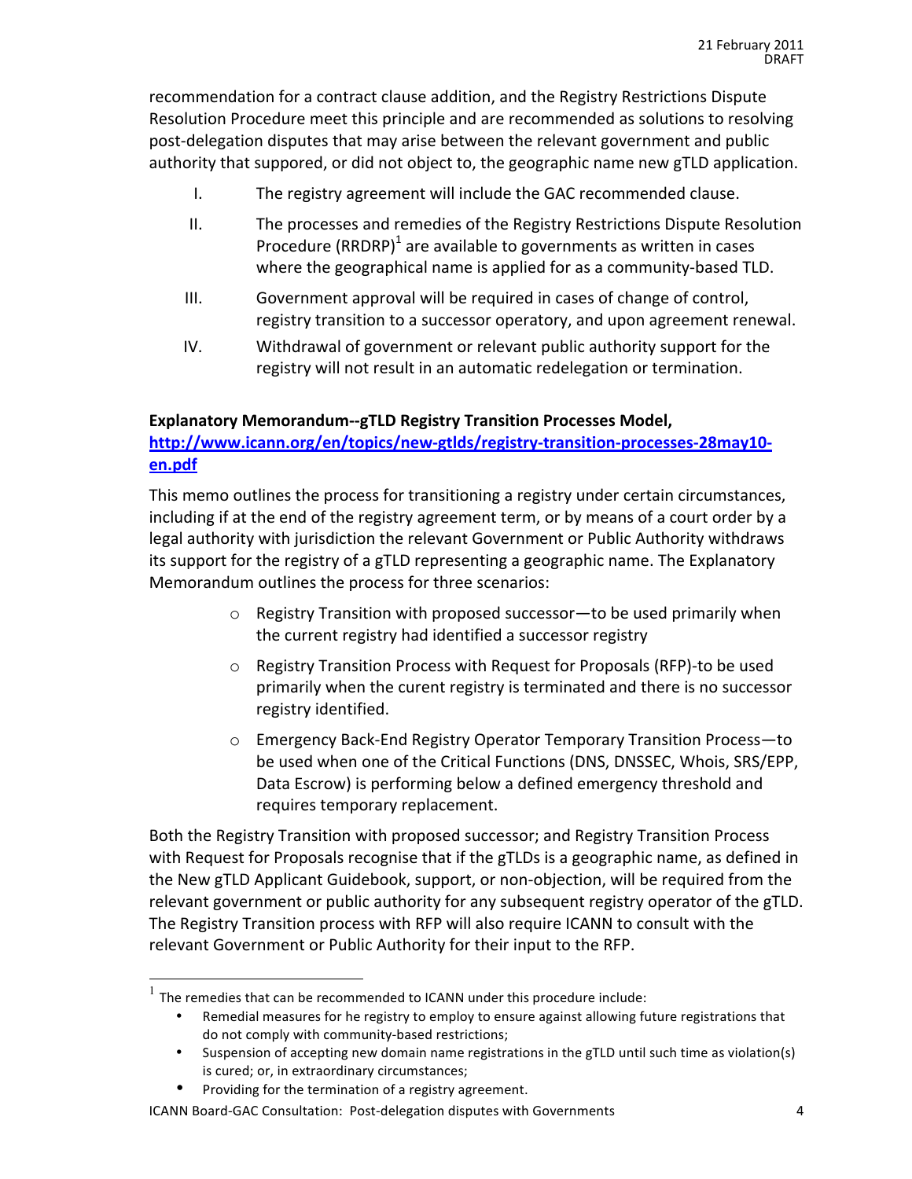recommendation for a contract clause addition, and the Registry Restrictions Dispute Resolution Procedure meet this principle and are recommended as solutions to resolving post-delegation disputes that may arise between the relevant government and public authority that suppored, or did not object to, the geographic name new gTLD application.

I. The registry agreement will include the GAC recommended clause.

II. The processes and remedies of the Registry Restrictions Dispute Resolution Procedure (RRDRP)[1] are available to governments as written in cases where the geographical name is applied for as a community-based TLD.

III. Government approval will be required in cases of change of control, registry transition to a successor operatory, and upon agreement renewal.

IV. Withdrawal of government or relevant public authority support for the registry will not result in an automatic redelegation or termination.

**Explanatory Memorandum--gTLD Registry Transition Processes Model, [http://www.icann.org/en/topics/new-gtlds/registry-transition-processes-28may10-en.pdf](http://www.icann.org/en/topics/new-gtlds/registry-transition-processes-28may10-en.pdf)**

This memo outlines the process for transitioning a registry under certain circumstances, including if at the end of the registry agreement term, or by means of a court order by a legal authority with jurisdiction the relevant Government or Public Authority withdraws its support for the registry of a gTLD representing a geographic name. The Explanatory Memorandum outlines the process for three scenarios:

- Registry Transition with proposed successor—to be used primarily when the current registry had identified a successor registry
- Registry Transition Process with Request for Proposals (RFP)-to be used primarily when the curent registry is terminated and there is no successor registry identified.
- Emergency Back-End Registry Operator Temporary Transition Process—to be used when one of the Critical Functions (DNS, DNSSEC, Whois, SRS/EPP, Data Escrow) is performing below a defined emergency threshold and requires temporary replacement.

Both the Registry Transition with proposed successor; and Registry Transition Process with Request for Proposals recognise that if the gTLDs is a geographic name, as defined in the New gTLD Applicant Guidebook, support, or non-objection, will be required from the relevant government or public authority for any subsequent registry operator of the gTLD. The Registry Transition process with RFP will also require ICANN to consult with the relevant Government or Public Authority for their input to the RFP.

---

[1] The remedies that can be recommended to ICANN under this procedure include:

- Remedial measures for he registry to employ to ensure against allowing future registrations that do not comply with community-based restrictions;
- Suspension of accepting new domain name registrations in the gTLD until such time as violation(s) is cured; or, in extraordinary circumstances;
- Providing for the termination of a registry agreement.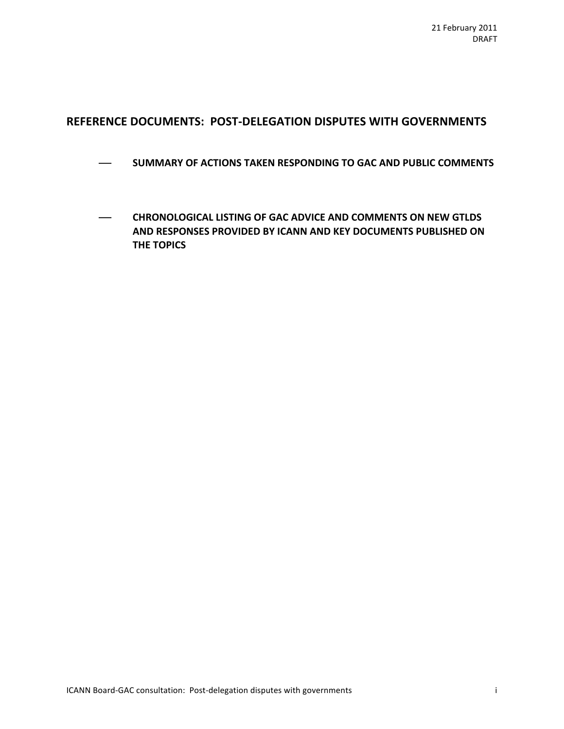21 February 2011
DRAFT

## REFERENCE DOCUMENTS: POST-DELEGATION DISPUTES WITH GOVERNMENTS

- **SUMMARY OF ACTIONS TAKEN RESPONDING TO GAC AND PUBLIC COMMENTS**

- **CHRONOLOGICAL LISTING OF GAC ADVICE AND COMMENTS ON NEW GTLDS AND RESPONSES PROVIDED BY ICANN AND KEY DOCUMENTS PUBLISHED ON THE TOPICS**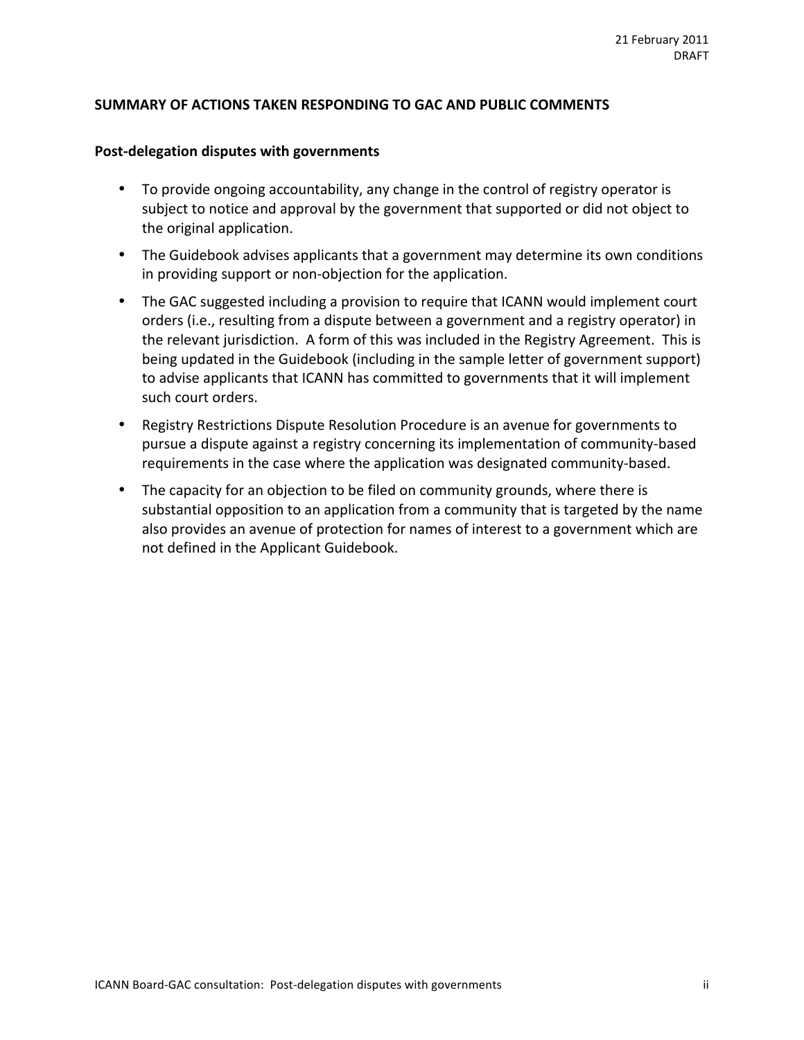21 February 2011
DRAFT

**SUMMARY OF ACTIONS TAKEN RESPONDING TO GAC AND PUBLIC COMMENTS**

**Post-delegation disputes with governments**

- To provide ongoing accountability, any change in the control of registry operator is subject to notice and approval by the government that supported or did not object to the original application.
- The Guidebook advises applicants that a government may determine its own conditions in providing support or non-objection for the application.
- The GAC suggested including a provision to require that ICANN would implement court orders (i.e., resulting from a dispute between a government and a registry operator) in the relevant jurisdiction. A form of this was included in the Registry Agreement. This is being updated in the Guidebook (including in the sample letter of government support) to advise applicants that ICANN has committed to governments that it will implement such court orders.
- Registry Restrictions Dispute Resolution Procedure is an avenue for governments to pursue a dispute against a registry concerning its implementation of community-based requirements in the case where the application was designated community-based.
- The capacity for an objection to be filed on community grounds, where there is substantial opposition to an application from a community that is targeted by the name also provides an avenue of protection for names of interest to a government which are not defined in the Applicant Guidebook.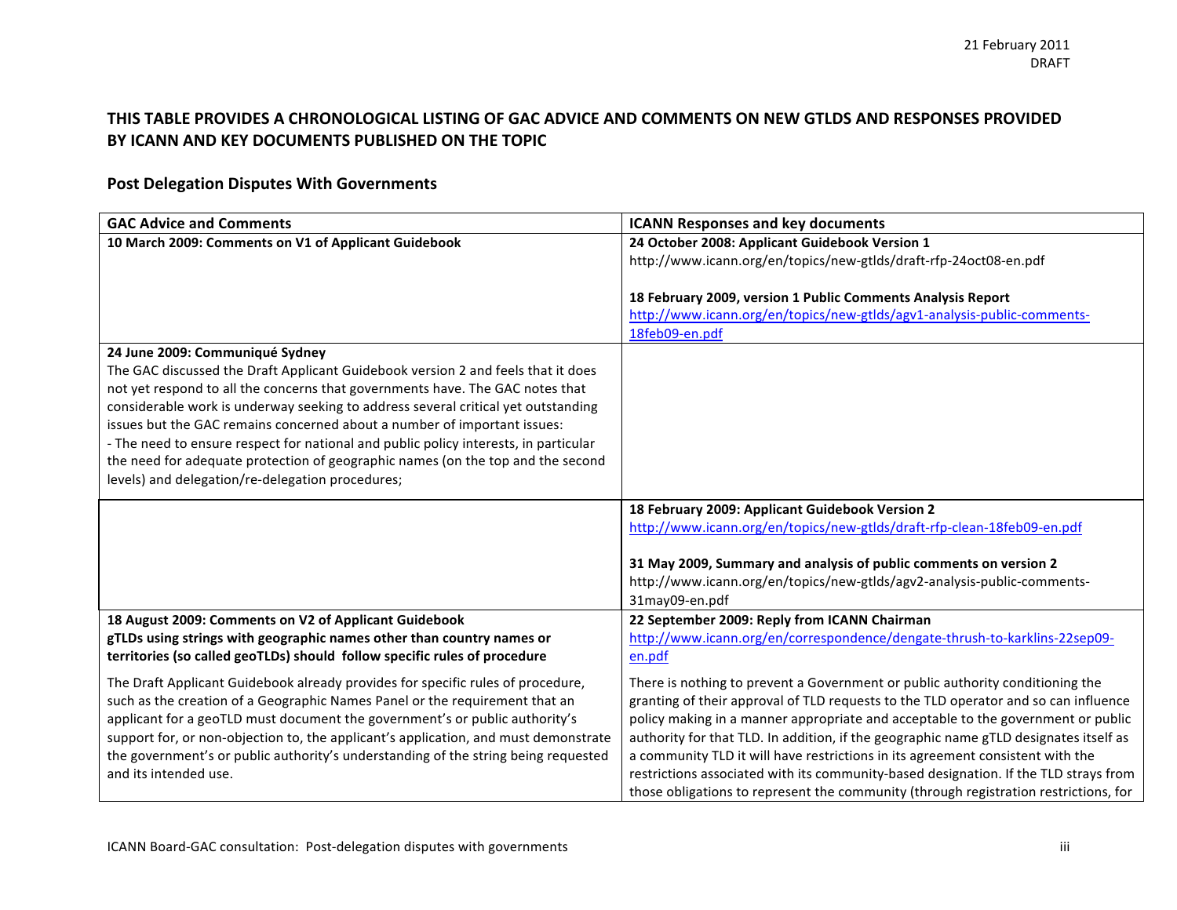21 February 2011
DRAFT

## THIS TABLE PROVIDES A CHRONOLOGICAL LISTING OF GAC ADVICE AND COMMENTS ON NEW GTLDS AND RESPONSES PROVIDED BY ICANN AND KEY DOCUMENTS PUBLISHED ON THE TOPIC

### Post Delegation Disputes With Governments

| GAC Advice and Comments | ICANN Responses and key documents |
|---|---|
| **10 March 2009: Comments on V1 of Applicant Guidebook** | **24 October 2008: Applicant Guidebook Version 1**<br>http://www.icann.org/en/topics/new-gtlds/draft-rfp-24oct08-en.pdf<br><br>**18 February 2009, version 1 Public Comments Analysis Report**<br>http://www.icann.org/en/topics/new-gtlds/agv1-analysis-public-comments-18feb09-en.pdf |
| **24 June 2009: Communiqué Sydney**<br>The GAC discussed the Draft Applicant Guidebook version 2 and feels that it does not yet respond to all the concerns that governments have. The GAC notes that considerable work is underway seeking to address several critical yet outstanding issues but the GAC remains concerned about a number of important issues:<br>- The need to ensure respect for national and public policy interests, in particular the need for adequate protection of geographic names (on the top and the second levels) and delegation/re-delegation procedures; | |
| | **18 February 2009: Applicant Guidebook Version 2**<br>http://www.icann.org/en/topics/new-gtlds/draft-rfp-clean-18feb09-en.pdf<br><br>**31 May 2009, Summary and analysis of public comments on version 2**<br>http://www.icann.org/en/topics/new-gtlds/agv2-analysis-public-comments-31may09-en.pdf |
| **18 August 2009: Comments on V2 of Applicant Guidebook**<br>**gTLDs using strings with geographic names other than country names or territories (so called geoTLDs) should follow specific rules of procedure**<br><br>The Draft Applicant Guidebook already provides for specific rules of procedure, such as the creation of a Geographic Names Panel or the requirement that an applicant for a geoTLD must document the government's or public authority's support for, or non-objection to, the applicant's application, and must demonstrate the government's or public authority's understanding of the string being requested and its intended use. | **22 September 2009: Reply from ICANN Chairman**<br>http://www.icann.org/en/correspondence/dengate-thrush-to-karklins-22sep09-en.pdf<br><br>There is nothing to prevent a Government or public authority conditioning the granting of their approval of TLD requests to the TLD operator and so can influence policy making in a manner appropriate and acceptable to the government or public authority for that TLD. In addition, if the geographic name gTLD designates itself as a community TLD it will have restrictions in its agreement consistent with the restrictions associated with its community-based designation. If the TLD strays from those obligations to represent the community (through registration restrictions, for |

ICANN Board-GAC consultation: Post-delegation disputes with governments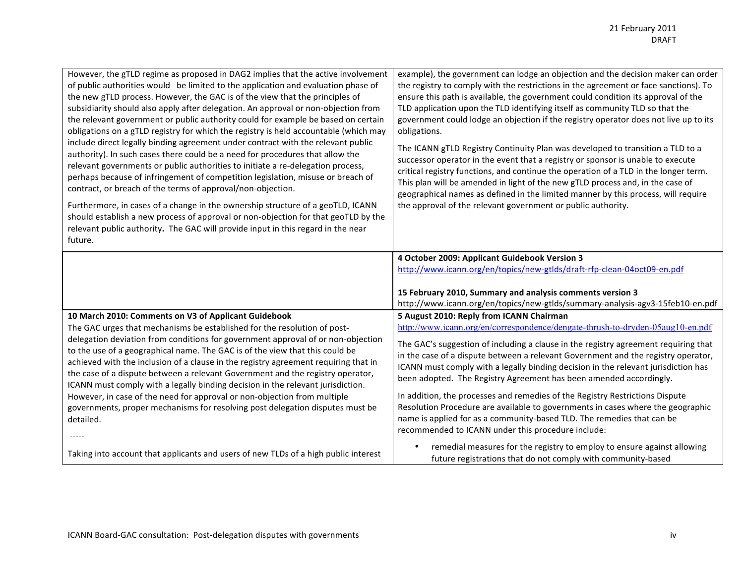| | |
|---|---|
| However, the gTLD regime as proposed in DAG2 implies that the active involvement of public authorities would be limited to the application and evaluation phase of the new gTLD process. However, the GAC is of the view that the principles of subsidiarity should also apply after delegation. An approval or non-objection from the relevant government or public authority could for example be based on certain obligations on a gTLD registry for which the registry is held accountable (which may include direct legally binding agreement under contract with the relevant public authority). In such cases there could be a need for procedures that allow the relevant governments or public authorities to initiate a re-delegation process, perhaps because of infringement of competition legislation, misuse or breach of contract, or breach of the terms of approval/non-objection.<br><br>Furthermore, in cases of a change in the ownership structure of a geoTLD, ICANN should establish a new process of approval or non-objection for that geoTLD by the relevant public authority. The GAC will provide input in this regard in the near future. | example), the government can lodge an objection and the decision maker can order the registry to comply with the restrictions in the agreement or face sanctions). To ensure this path is available, the government could condition its approval of the TLD application upon the TLD identifying itself as community TLD so that the government could lodge an objection if the registry operator does not live up to its obligations.<br><br>The ICANN gTLD Registry Continuity Plan was developed to transition a TLD to a successor operator in the event that a registry or sponsor is unable to execute critical registry functions, and continue the operation of a TLD in the longer term. This plan will be amended in light of the new gTLD process and, in the case of geographical names as defined in the limited manner by this process, will require the approval of the relevant government or public authority. |
| | **4 October 2009: Applicant Guidebook Version 3**<br>http://www.icann.org/en/topics/new-gtlds/draft-rfp-clean-04oct09-en.pdf<br><br>**15 February 2010, Summary and analysis comments version 3**<br>http://www.icann.org/en/topics/new-gtlds/summary-analysis-agv3-15feb10-en.pdf |
| **10 March 2010: Comments on V3 of Applicant Guidebook**<br>The GAC urges that mechanisms be established for the resolution of post-delegation deviation from conditions for government approval of or non-objection to the use of a geographical name. The GAC is of the view that this could be achieved with the inclusion of a clause in the registry agreement requiring that in the case of a dispute between a relevant Government and the registry operator, ICANN must comply with a legally binding decision in the relevant jurisdiction. However, in case of the need for approval or non-objection from multiple governments, proper mechanisms for resolving post delegation disputes must be detailed.<br><br>-----<br><br>Taking into account that applicants and users of new TLDs of a high public interest | **5 August 2010: Reply from ICANN Chairman**<br>http://www.icann.org/en/correspondence/dengate-thrush-to-dryden-05aug10-en.pdf<br><br>The GAC's suggestion of including a clause in the registry agreement requiring that in the case of a dispute between a relevant Government and the registry operator, ICANN must comply with a legally binding decision in the relevant jurisdiction has been adopted. The Registry Agreement has been amended accordingly.<br><br>In addition, the processes and remedies of the Registry Restrictions Dispute Resolution Procedure are available to governments in cases where the geographic name is applied for as a community-based TLD. The remedies that can be recommended to ICANN under this procedure include:<br><br>• remedial measures for the registry to employ to ensure against allowing future registrations that do not comply with community-based |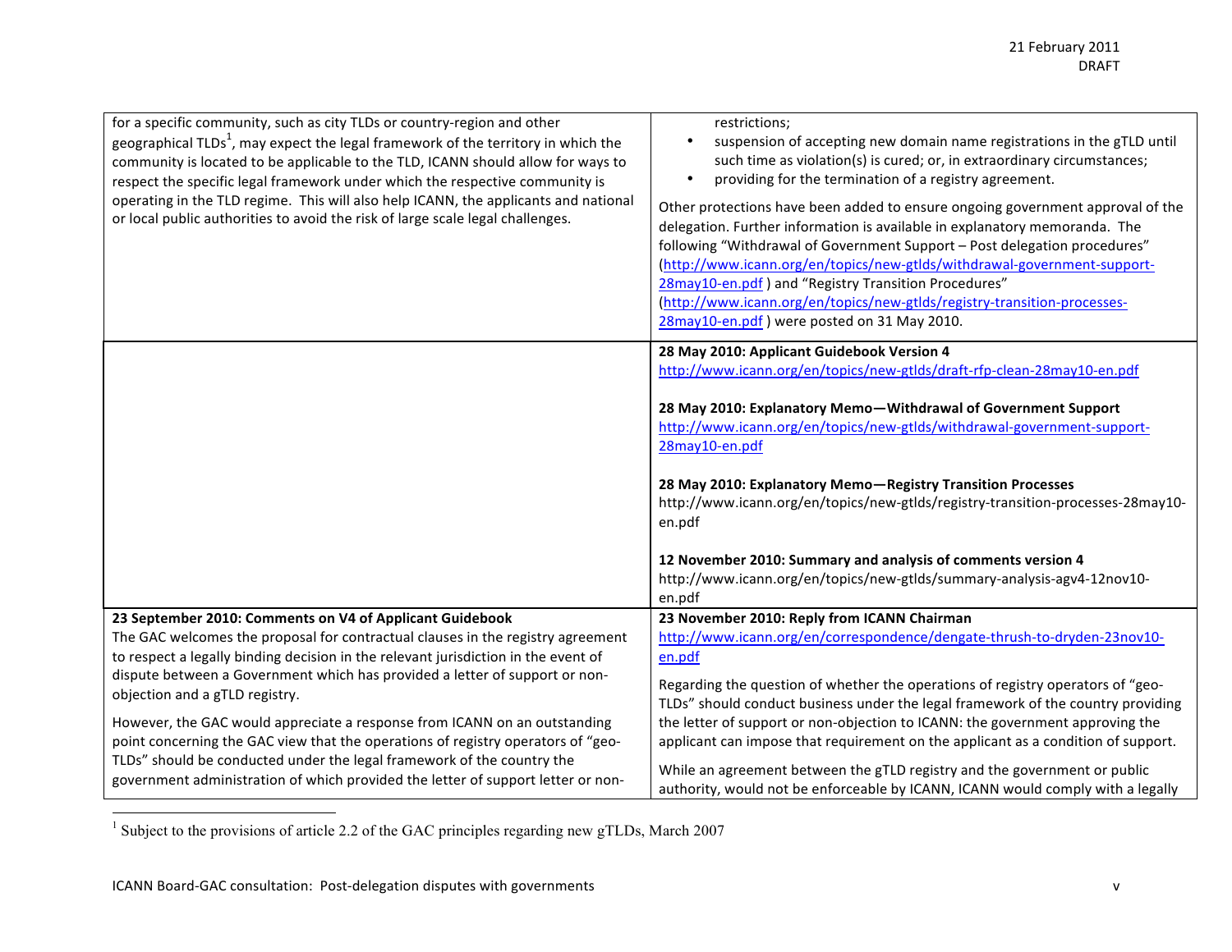| | |
|---|---|
| for a specific community, such as city TLDs or country-region and other geographical TLDs[1], may expect the legal framework of the territory in which the community is located to be applicable to the TLD, ICANN should allow for ways to respect the specific legal framework under which the respective community is operating in the TLD regime. This will also help ICANN, the applicants and national or local public authorities to avoid the risk of large scale legal challenges. | restrictions;<br>• suspension of accepting new domain name registrations in the gTLD until such time as violation(s) is cured; or, in extraordinary circumstances;<br>• providing for the termination of a registry agreement.<br><br>Other protections have been added to ensure ongoing government approval of the delegation. Further information is available in explanatory memoranda. The following "Withdrawal of Government Support – Post delegation procedures" (http://www.icann.org/en/topics/new-gtlds/withdrawal-government-support-28may10-en.pdf ) and "Registry Transition Procedures" (http://www.icann.org/en/topics/new-gtlds/registry-transition-processes-28may10-en.pdf ) were posted on 31 May 2010. |
| | **28 May 2010: Applicant Guidebook Version 4**<br>http://www.icann.org/en/topics/new-gtlds/draft-rfp-clean-28may10-en.pdf<br><br>**28 May 2010: Explanatory Memo—Withdrawal of Government Support**<br>http://www.icann.org/en/topics/new-gtlds/withdrawal-government-support-28may10-en.pdf<br><br>**28 May 2010: Explanatory Memo—Registry Transition Processes**<br>http://www.icann.org/en/topics/new-gtlds/registry-transition-processes-28may10-en.pdf<br><br>**12 November 2010: Summary and analysis of comments version 4**<br>http://www.icann.org/en/topics/new-gtlds/summary-analysis-agv4-12nov10-en.pdf |
| **23 September 2010: Comments on V4 of Applicant Guidebook**<br>The GAC welcomes the proposal for contractual clauses in the registry agreement to respect a legally binding decision in the relevant jurisdiction in the event of dispute between a Government which has provided a letter of support or non-objection and a gTLD registry.<br><br>However, the GAC would appreciate a response from ICANN on an outstanding point concerning the GAC view that the operations of registry operators of "geo-TLDs" should be conducted under the legal framework of the country the government administration of which provided the letter of support letter or non- | **23 November 2010: Reply from ICANN Chairman**<br>http://www.icann.org/en/correspondence/dengate-thrush-to-dryden-23nov10-en.pdf<br><br>Regarding the question of whether the operations of registry operators of "geo-TLDs" should conduct business under the legal framework of the country providing the letter of support or non-objection to ICANN: the government approving the applicant can impose that requirement on the applicant as a condition of support.<br><br>While an agreement between the gTLD registry and the government or public authority, would not be enforceable by ICANN, ICANN would comply with a legally |

[1] Subject to the provisions of article 2.2 of the GAC principles regarding new gTLDs, March 2007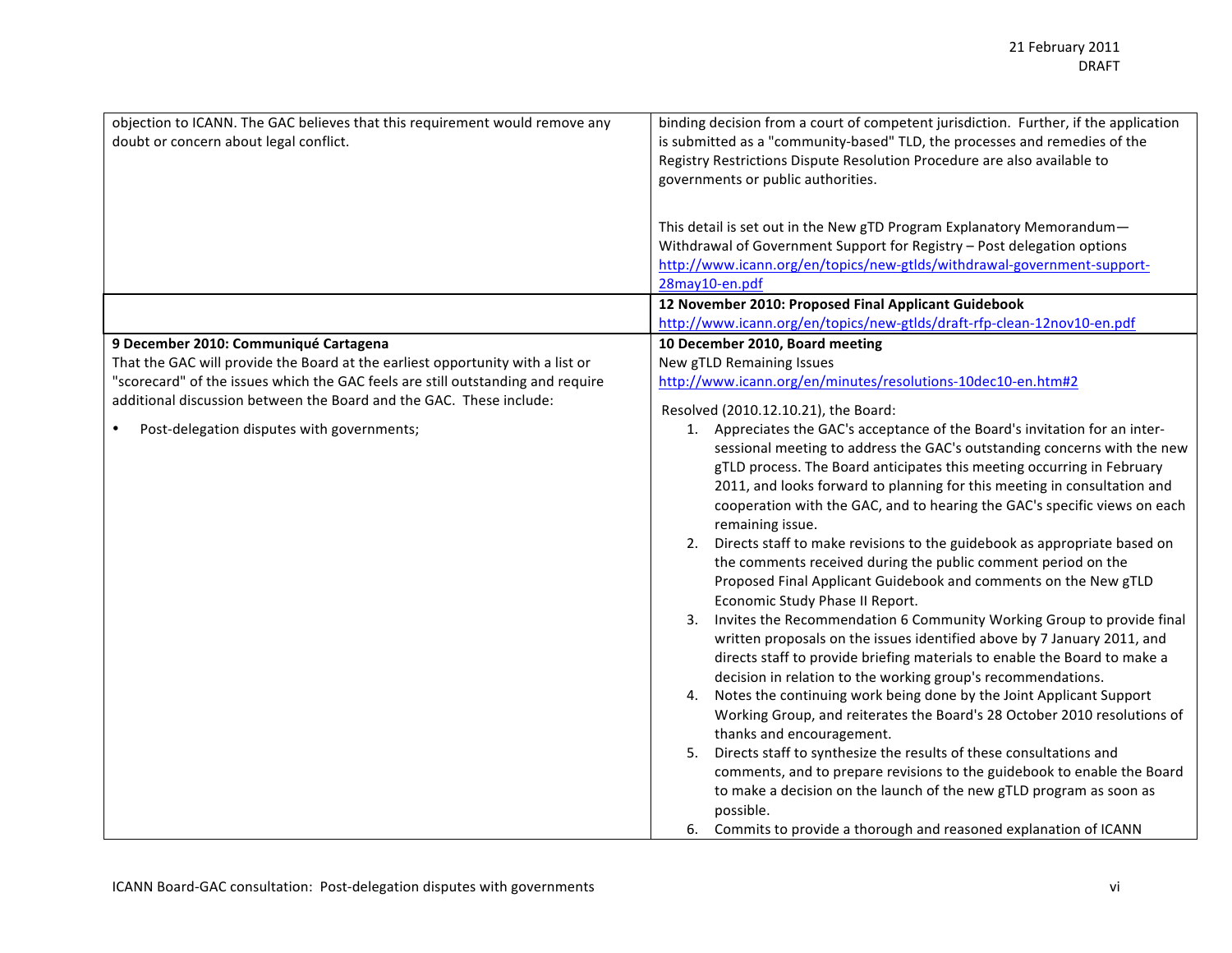| | |
|---|---|
| objection to ICANN. The GAC believes that this requirement would remove any doubt or concern about legal conflict. | binding decision from a court of competent jurisdiction. Further, if the application is submitted as a "community-based" TLD, the processes and remedies of the Registry Restrictions Dispute Resolution Procedure are also available to governments or public authorities.<br><br>This detail is set out in the New gTD Program Explanatory Memorandum—Withdrawal of Government Support for Registry – Post delegation options [http://www.icann.org/en/topics/new-gtlds/withdrawal-government-support-28may10-en.pdf](http://www.icann.org/en/topics/new-gtlds/withdrawal-government-support-28may10-en.pdf) |
| | **12 November 2010: Proposed Final Applicant Guidebook**<br>[http://www.icann.org/en/topics/new-gtlds/draft-rfp-clean-12nov10-en.pdf](http://www.icann.org/en/topics/new-gtlds/draft-rfp-clean-12nov10-en.pdf) |
| **9 December 2010: Communiqué Cartagena**<br>That the GAC will provide the Board at the earliest opportunity with a list or "scorecard" of the issues which the GAC feels are still outstanding and require additional discussion between the Board and the GAC. These include:<br><br>• Post-delegation disputes with governments; | **10 December 2010, Board meeting**<br>New gTLD Remaining Issues<br>[http://www.icann.org/en/minutes/resolutions-10dec10-en.htm#2](http://www.icann.org/en/minutes/resolutions-10dec10-en.htm#2)<br><br>Resolved (2010.12.10.21), the Board:<br>1. Appreciates the GAC's acceptance of the Board's invitation for an inter-sessional meeting to address the GAC's outstanding concerns with the new gTLD process. The Board anticipates this meeting occurring in February 2011, and looks forward to planning for this meeting in consultation and cooperation with the GAC, and to hearing the GAC's specific views on each remaining issue.<br>2. Directs staff to make revisions to the guidebook as appropriate based on the comments received during the public comment period on the Proposed Final Applicant Guidebook and comments on the New gTLD Economic Study Phase II Report.<br>3. Invites the Recommendation 6 Community Working Group to provide final written proposals on the issues identified above by 7 January 2011, and directs staff to provide briefing materials to enable the Board to make a decision in relation to the working group's recommendations.<br>4. Notes the continuing work being done by the Joint Applicant Support Working Group, and reiterates the Board's 28 October 2010 resolutions of thanks and encouragement.<br>5. Directs staff to synthesize the results of these consultations and comments, and to prepare revisions to the guidebook to enable the Board to make a decision on the launch of the new gTLD program as soon as possible.<br>6. Commits to provide a thorough and reasoned explanation of ICANN |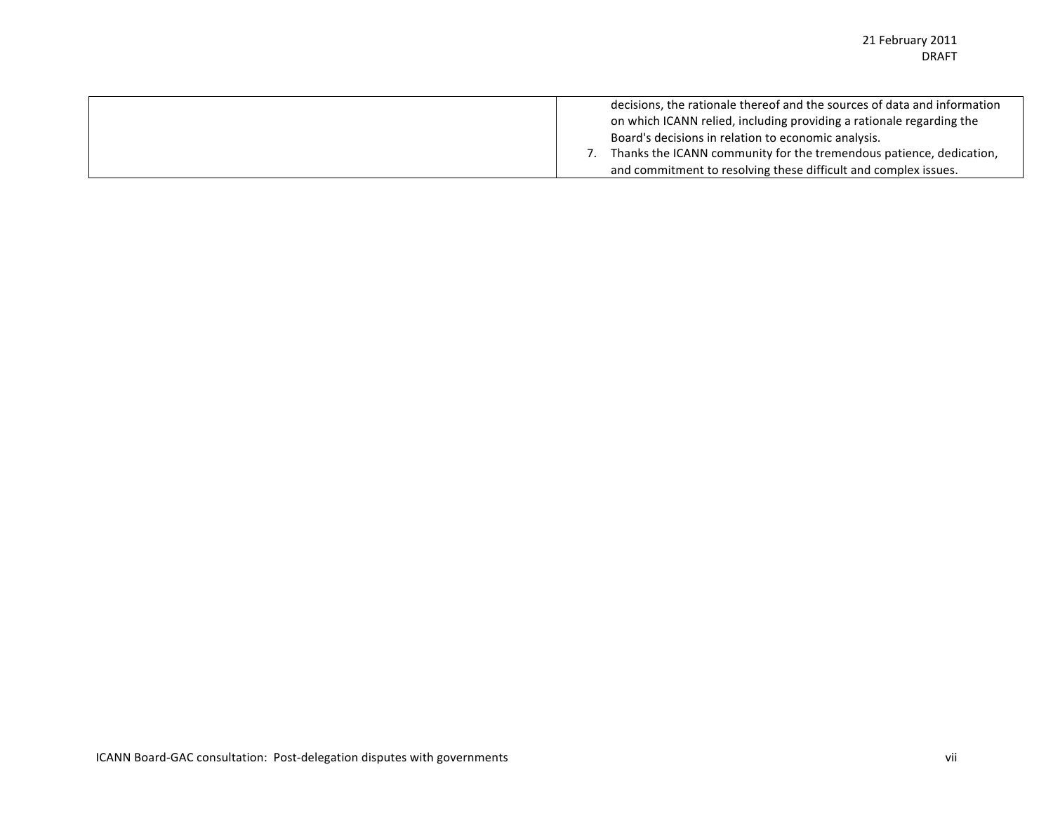| | |
|---|---|
| | decisions, the rationale thereof and the sources of data and information on which ICANN relied, including providing a rationale regarding the Board's decisions in relation to economic analysis.<br>7. Thanks the ICANN community for the tremendous patience, dedication, and commitment to resolving these difficult and complex issues. |